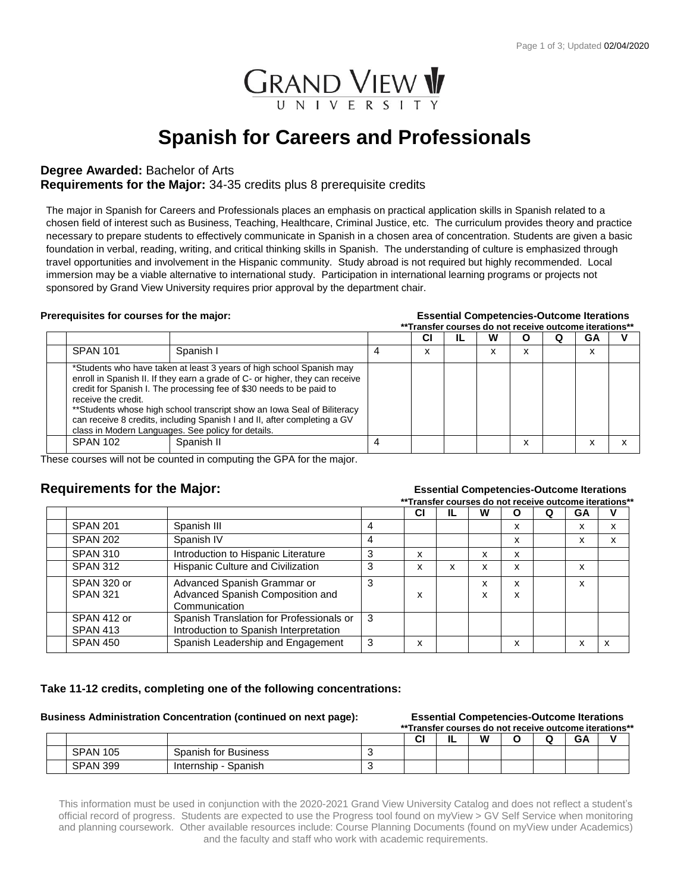GRAND VIEW UNIVERSITY

# Spanish for Careers and Professionals

**Degree Awarded:** Bachelor of Arts
**Requirements for the Major:** 34-35 credits plus 8 prerequisite credits

The major in Spanish for Careers and Professionals places an emphasis on practical application skills in Spanish related to a chosen field of interest such as Business, Teaching, Healthcare, Criminal Justice, etc. The curriculum provides theory and practice necessary to prepare students to effectively communicate in Spanish in a chosen area of concentration. Students are given a basic foundation in verbal, reading, writing, and critical thinking skills in Spanish. The understanding of culture is emphasized through travel opportunities and involvement in the Hispanic community. Study abroad is not required but highly recommended. Local immersion may be a viable alternative to international study. Participation in international learning programs or projects not sponsored by Grand View University requires prior approval by the department chair.

**Prerequisites for courses for the major:**

**Essential Competencies-Outcome Iterations**
**Transfer courses do not receive outcome iterations**

| | | | | CI | IL | W | O | Q | GA | V |
|---|---|---|---|---|---|---|---|---|---|---|
| | SPAN 101 | Spanish I | 4 | x | | x | x | | x | |
| | *Students who have taken at least 3 years of high school Spanish may enroll in Spanish II. If they earn a grade of C- or higher, they can receive credit for Spanish I. The processing fee of $30 needs to be paid to receive the credit.<br>**Students whose high school transcript show an Iowa Seal of Biliteracy can receive 8 credits, including Spanish I and II, after completing a GV class in Modern Languages. See policy for details. | | | | | | | | | |
| | SPAN 102 | Spanish II | 4 | | | | x | | x | x |

These courses will not be counted in computing the GPA for the major.

## Requirements for the Major:

**Essential Competencies-Outcome Iterations**
**Transfer courses do not receive outcome iterations**

| | | | | CI | IL | W | O | Q | GA | V |
|---|---|---|---|---|---|---|---|---|---|---|
| | SPAN 201 | Spanish III | 4 | | | | x | | x | x |
| | SPAN 202 | Spanish IV | 4 | | | | x | | x | x |
| | SPAN 310 | Introduction to Hispanic Literature | 3 | x | | x | x | | | |
| | SPAN 312 | Hispanic Culture and Civilization | 3 | x | x | x | x | | x | |
| | SPAN 320 or<br>SPAN 321 | Advanced Spanish Grammar or<br>Advanced Spanish Composition and Communication | 3 | <br>x | | x<br>x | x<br>x | | x<br> | |
| | SPAN 412 or<br>SPAN 413 | Spanish Translation for Professionals or<br>Introduction to Spanish Interpretation | 3 | | | | | | | |
| | SPAN 450 | Spanish Leadership and Engagement | 3 | x | | | x | | x | x |

**Take 11-12 credits, completing one of the following concentrations:**

**Business Administration Concentration (continued on next page):**

**Essential Competencies-Outcome Iterations**
**Transfer courses do not receive outcome iterations**

| | | | | CI | IL | W | O | Q | GA | V |
|---|---|---|---|---|---|---|---|---|---|---|
| | SPAN 105 | Spanish for Business | 3 | | | | | | | |
| | SPAN 399 | Internship - Spanish | 3 | | | | | | | |

This information must be used in conjunction with the 2020-2021 Grand View University Catalog and does not reflect a student's official record of progress. Students are expected to use the Progress tool found on myView > GV Self Service when monitoring and planning coursework. Other available resources include: Course Planning Documents (found on myView under Academics) and the faculty and staff who work with academic requirements.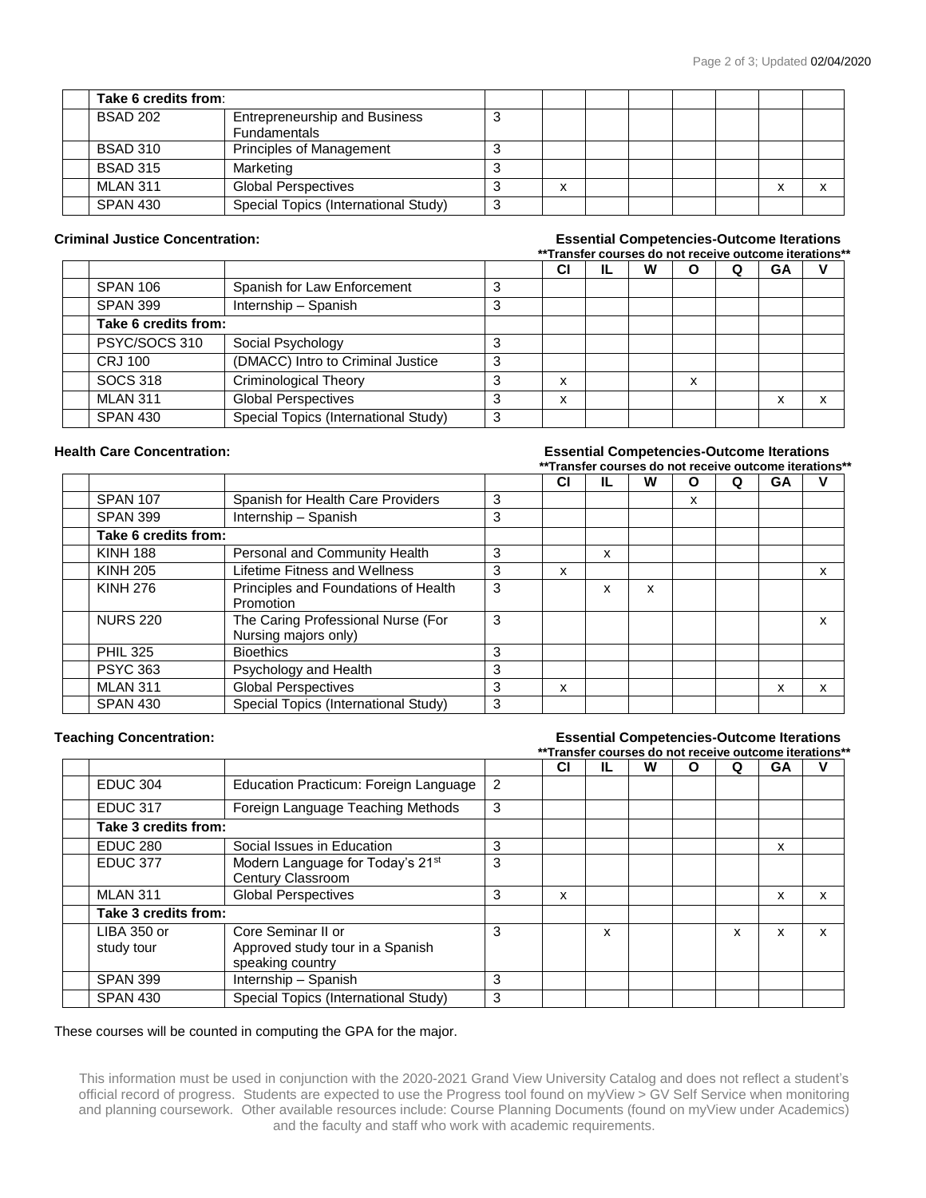| | | | | | | | | | |
|---|---|---|---|---|---|---|---|---|---|
| **Take 6 credits from**: | | | | | | | | | |
| BSAD 202 | Entrepreneurship and Business Fundamentals | 3 | | | | | | | |
| BSAD 310 | Principles of Management | 3 | | | | | | | |
| BSAD 315 | Marketing | 3 | | | | | | | |
| MLAN 311 | Global Perspectives | 3 | x | | | | | x | x |
| SPAN 430 | Special Topics (International Study) | 3 | | | | | | | |

**Criminal Justice Concentration:**

**Essential Competencies-Outcome Iterations**
**\*\*Transfer courses do not receive outcome iterations\*\***

| | | | CI | IL | W | O | Q | GA | V |
|---|---|---|---|---|---|---|---|---|---|
| SPAN 106 | Spanish for Law Enforcement | 3 | | | | | | | |
| SPAN 399 | Internship – Spanish | 3 | | | | | | | |
| **Take 6 credits from:** | | | | | | | | | |
| PSYC/SOCS 310 | Social Psychology | 3 | | | | | | | |
| CRJ 100 | (DMACC) Intro to Criminal Justice | 3 | | | | | | | |
| SOCS 318 | Criminological Theory | 3 | x | | | x | | | |
| MLAN 311 | Global Perspectives | 3 | x | | | | | x | x |
| SPAN 430 | Special Topics (International Study) | 3 | | | | | | | |

**Health Care Concentration:**

**Essential Competencies-Outcome Iterations**
**\*\*Transfer courses do not receive outcome iterations\*\***

| | | | CI | IL | W | O | Q | GA | V |
|---|---|---|---|---|---|---|---|---|---|
| SPAN 107 | Spanish for Health Care Providers | 3 | | | | x | | | |
| SPAN 399 | Internship – Spanish | 3 | | | | | | | |
| **Take 6 credits from:** | | | | | | | | | |
| KINH 188 | Personal and Community Health | 3 | | x | | | | | |
| KINH 205 | Lifetime Fitness and Wellness | 3 | x | | | | | | x |
| KINH 276 | Principles and Foundations of Health Promotion | 3 | | x | x | | | | |
| NURS 220 | The Caring Professional Nurse (For Nursing majors only) | 3 | | | | | | | x |
| PHIL 325 | Bioethics | 3 | | | | | | | |
| PSYC 363 | Psychology and Health | 3 | | | | | | | |
| MLAN 311 | Global Perspectives | 3 | x | | | | | x | x |
| SPAN 430 | Special Topics (International Study) | 3 | | | | | | | |

**Teaching Concentration:**

**Essential Competencies-Outcome Iterations**
**\*\*Transfer courses do not receive outcome iterations\*\***

| | | | CI | IL | W | O | Q | GA | V |
|---|---|---|---|---|---|---|---|---|---|
| EDUC 304 | Education Practicum: Foreign Language | 2 | | | | | | | |
| EDUC 317 | Foreign Language Teaching Methods | 3 | | | | | | | |
| **Take 3 credits from:** | | | | | | | | | |
| EDUC 280 | Social Issues in Education | 3 | | | | | | x | |
| EDUC 377 | Modern Language for Today's 21st Century Classroom | 3 | | | | | | | |
| MLAN 311 | Global Perspectives | 3 | x | | | | | x | x |
| **Take 3 credits from:** | | | | | | | | | |
| LIBA 350 or study tour | Core Seminar II or Approved study tour in a Spanish speaking country | 3 | | x | | | x | x | x |
| SPAN 399 | Internship – Spanish | 3 | | | | | | | |
| SPAN 430 | Special Topics (International Study) | 3 | | | | | | | |

These courses will be counted in computing the GPA for the major.

This information must be used in conjunction with the 2020-2021 Grand View University Catalog and does not reflect a student's official record of progress. Students are expected to use the Progress tool found on myView > GV Self Service when monitoring and planning coursework. Other available resources include: Course Planning Documents (found on myView under Academics) and the faculty and staff who work with academic requirements.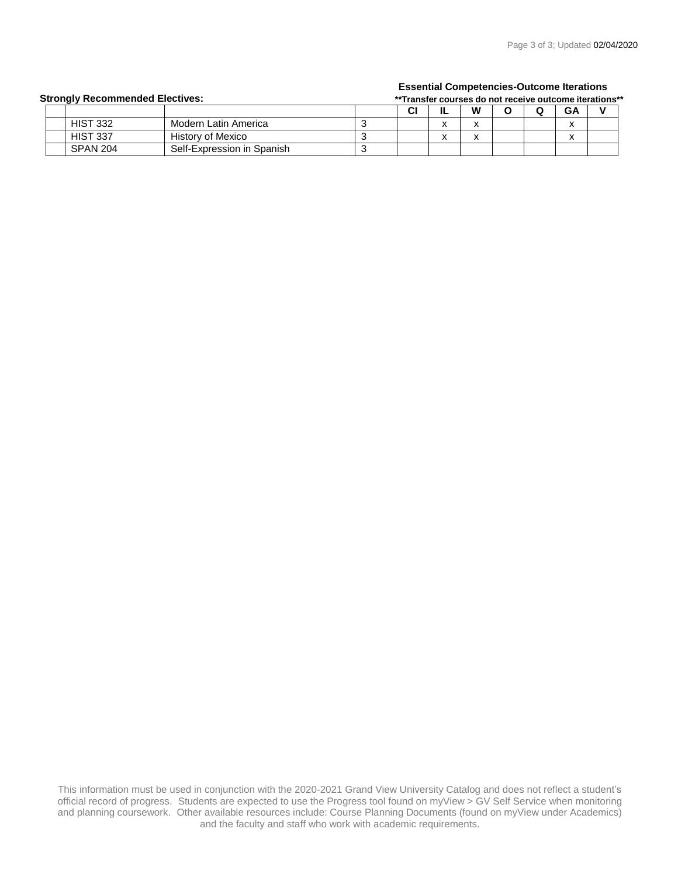**Essential Competencies-Outcome Iterations**

**Strongly Recommended Electives:**

**\*\*Transfer courses do not receive outcome iterations\*\***

| | | | | CI | IL | W | O | Q | GA | V |
|---|---|---|---|---|---|---|---|---|---|---|
| | HIST 332 | Modern Latin America | 3 | | x | x | | | x | |
| | HIST 337 | History of Mexico | 3 | | x | x | | | x | |
| | SPAN 204 | Self-Expression in Spanish | 3 | | | | | | | |

This information must be used in conjunction with the 2020-2021 Grand View University Catalog and does not reflect a student's official record of progress. Students are expected to use the Progress tool found on myView > GV Self Service when monitoring and planning coursework. Other available resources include: Course Planning Documents (found on myView under Academics) and the faculty and staff who work with academic requirements.